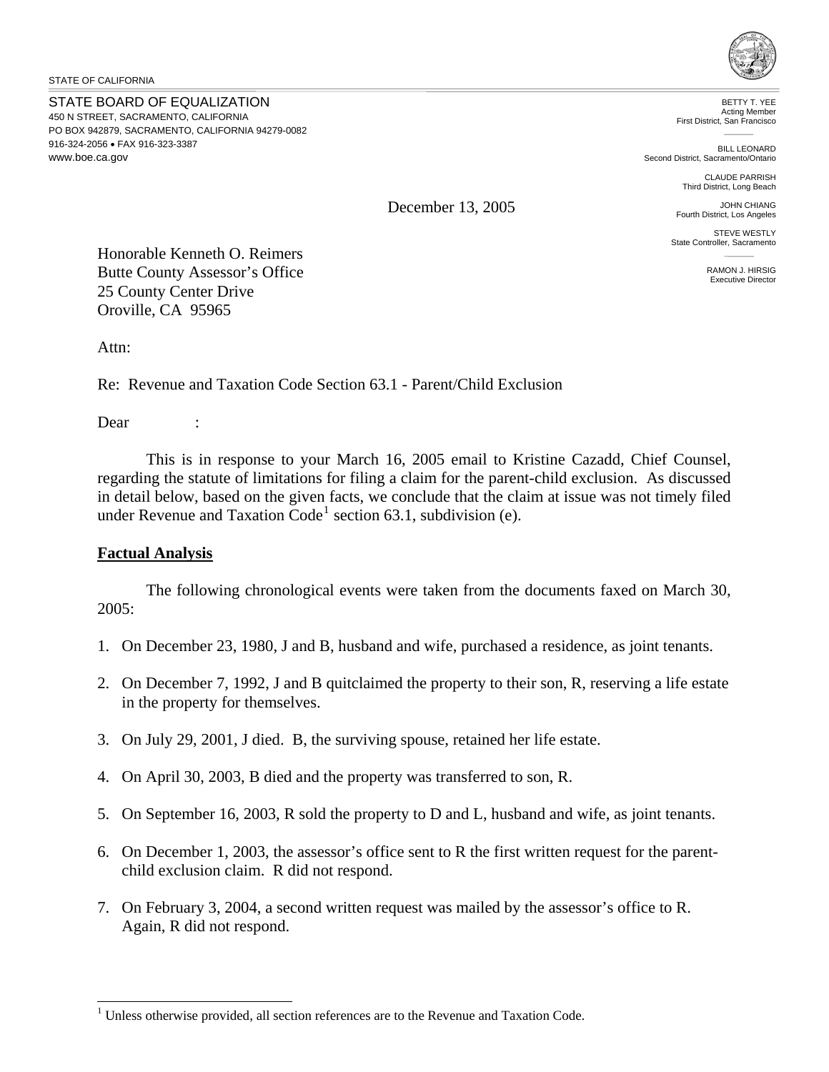STATE OF CALIFORNIA

STATE BOARD OF EQUALIZATION
450 N STREET, SACRAMENTO, CALIFORNIA
PO BOX 942879, SACRAMENTO, CALIFORNIA 94279-0082
916-324-2056 • FAX 916-323-3387
www.boe.ca.gov

BETTY T. YEE
Acting Member
First District, San Francisco

BILL LEONARD
Second District, Sacramento/Ontario

CLAUDE PARRISH
Third District, Long Beach

JOHN CHIANG
Fourth District, Los Angeles

STEVE WESTLY
State Controller, Sacramento

RAMON J. HIRSIG
Executive Director

December 13, 2005

Honorable Kenneth O. Reimers
Butte County Assessor's Office
25 County Center Drive
Oroville, CA 95965

Attn:

Re: Revenue and Taxation Code Section 63.1 - Parent/Child Exclusion

Dear :

This is in response to your March 16, 2005 email to Kristine Cazadd, Chief Counsel, regarding the statute of limitations for filing a claim for the parent-child exclusion. As discussed in detail below, based on the given facts, we conclude that the claim at issue was not timely filed under Revenue and Taxation Code[1] section 63.1, subdivision (e).

**Factual Analysis**

The following chronological events were taken from the documents faxed on March 30, 2005:

1. On December 23, 1980, J and B, husband and wife, purchased a residence, as joint tenants.
2. On December 7, 1992, J and B quitclaimed the property to their son, R, reserving a life estate in the property for themselves.
3. On July 29, 2001, J died. B, the surviving spouse, retained her life estate.
4. On April 30, 2003, B died and the property was transferred to son, R.
5. On September 16, 2003, R sold the property to D and L, husband and wife, as joint tenants.
6. On December 1, 2003, the assessor's office sent to R the first written request for the parent-child exclusion claim. R did not respond.
7. On February 3, 2004, a second written request was mailed by the assessor's office to R. Again, R did not respond.

[1] Unless otherwise provided, all section references are to the Revenue and Taxation Code.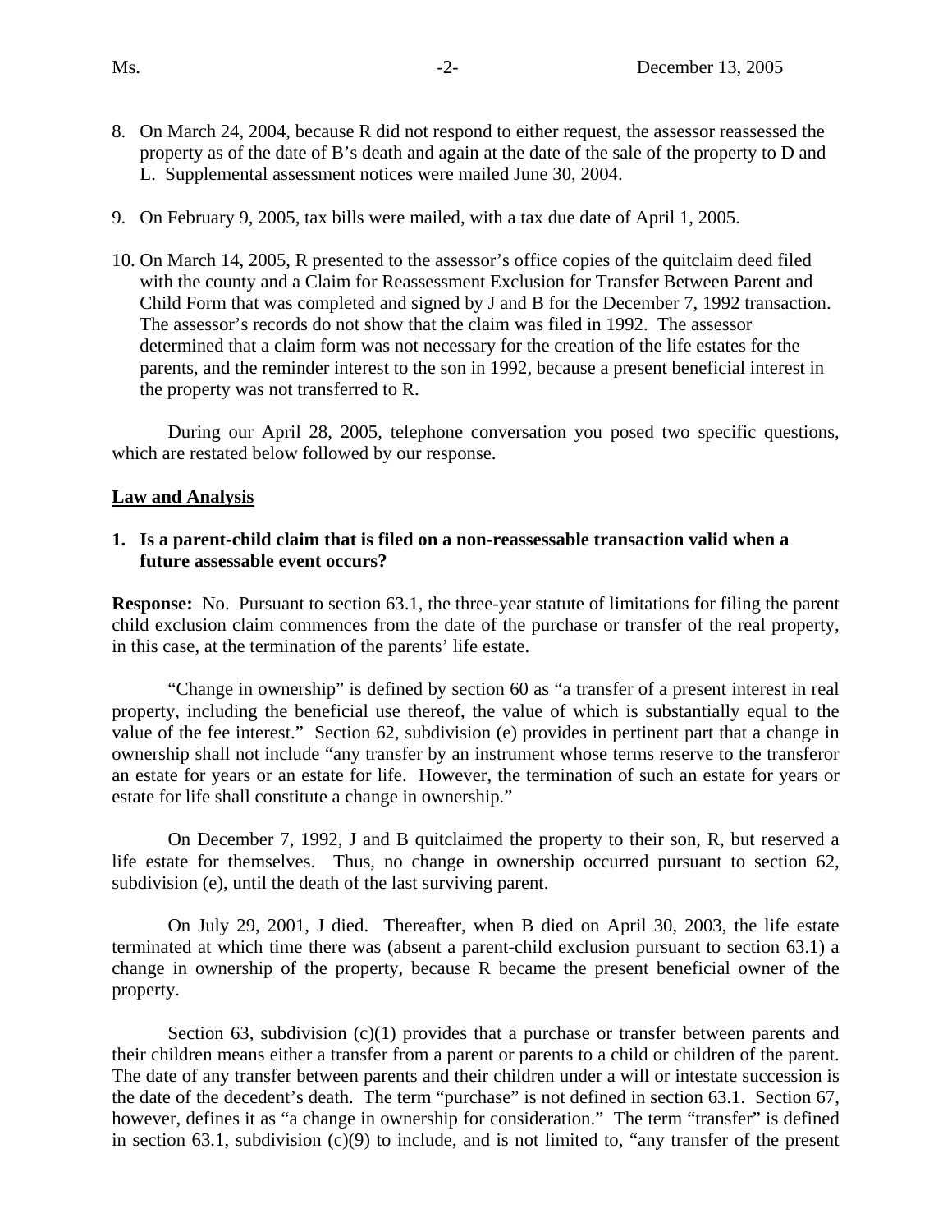8. On March 24, 2004, because R did not respond to either request, the assessor reassessed the property as of the date of B's death and again at the date of the sale of the property to D and L. Supplemental assessment notices were mailed June 30, 2004.

9. On February 9, 2005, tax bills were mailed, with a tax due date of April 1, 2005.

10. On March 14, 2005, R presented to the assessor's office copies of the quitclaim deed filed with the county and a Claim for Reassessment Exclusion for Transfer Between Parent and Child Form that was completed and signed by J and B for the December 7, 1992 transaction. The assessor's records do not show that the claim was filed in 1992. The assessor determined that a claim form was not necessary for the creation of the life estates for the parents, and the reminder interest to the son in 1992, because a present beneficial interest in the property was not transferred to R.

During our April 28, 2005, telephone conversation you posed two specific questions, which are restated below followed by our response.

## <u>Law and Analysis</u>

**1. Is a parent-child claim that is filed on a non-reassessable transaction valid when a future assessable event occurs?**

**Response:** No. Pursuant to section 63.1, the three-year statute of limitations for filing the parent child exclusion claim commences from the date of the purchase or transfer of the real property, in this case, at the termination of the parents' life estate.

"Change in ownership" is defined by section 60 as "a transfer of a present interest in real property, including the beneficial use thereof, the value of which is substantially equal to the value of the fee interest." Section 62, subdivision (e) provides in pertinent part that a change in ownership shall not include "any transfer by an instrument whose terms reserve to the transferor an estate for years or an estate for life. However, the termination of such an estate for years or estate for life shall constitute a change in ownership."

On December 7, 1992, J and B quitclaimed the property to their son, R, but reserved a life estate for themselves. Thus, no change in ownership occurred pursuant to section 62, subdivision (e), until the death of the last surviving parent.

On July 29, 2001, J died. Thereafter, when B died on April 30, 2003, the life estate terminated at which time there was (absent a parent-child exclusion pursuant to section 63.1) a change in ownership of the property, because R became the present beneficial owner of the property.

Section 63, subdivision (c)(1) provides that a purchase or transfer between parents and their children means either a transfer from a parent or parents to a child or children of the parent. The date of any transfer between parents and their children under a will or intestate succession is the date of the decedent's death. The term "purchase" is not defined in section 63.1. Section 67, however, defines it as "a change in ownership for consideration." The term "transfer" is defined in section 63.1, subdivision (c)(9) to include, and is not limited to, "any transfer of the present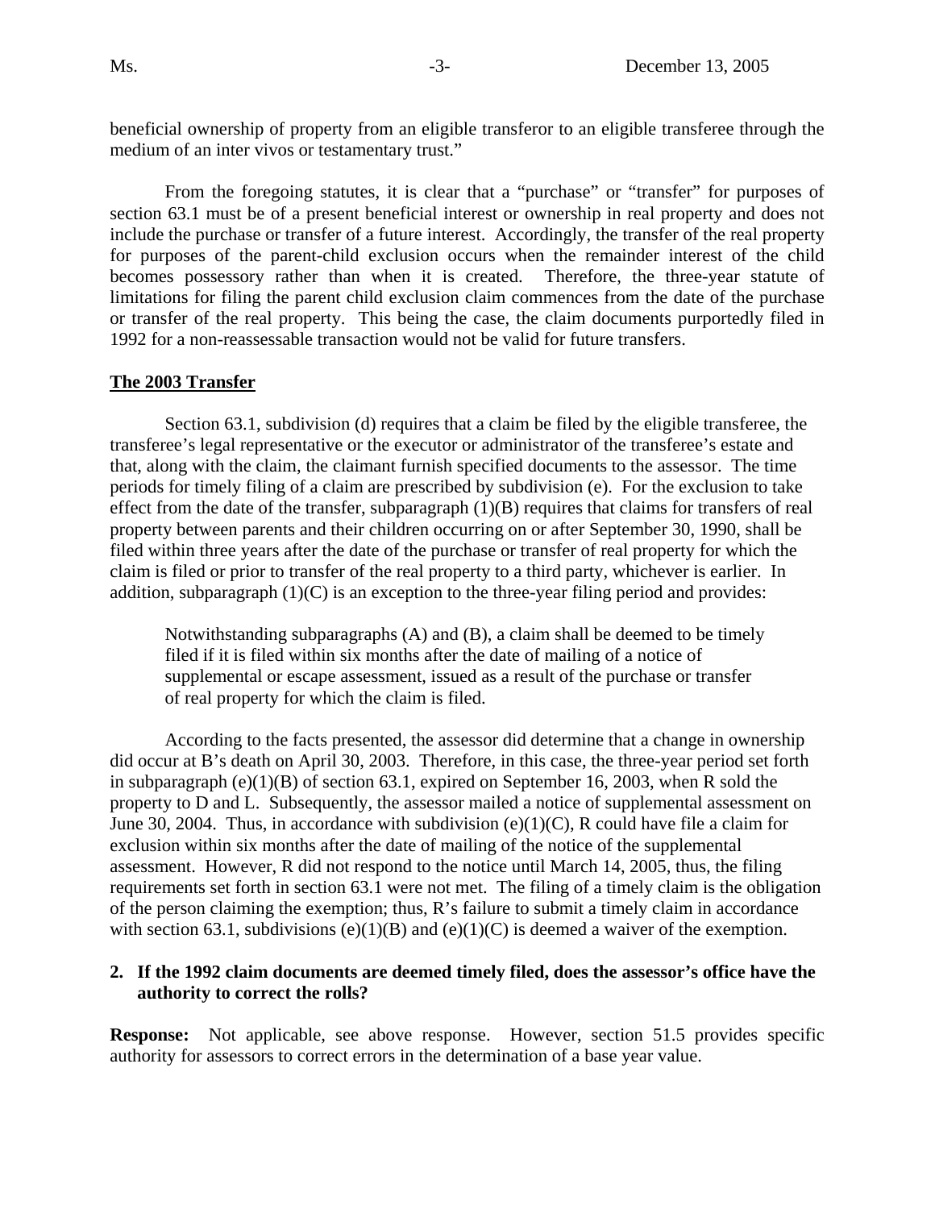beneficial ownership of property from an eligible transferor to an eligible transferee through the medium of an inter vivos or testamentary trust."

From the foregoing statutes, it is clear that a "purchase" or "transfer" for purposes of section 63.1 must be of a present beneficial interest or ownership in real property and does not include the purchase or transfer of a future interest. Accordingly, the transfer of the real property for purposes of the parent-child exclusion occurs when the remainder interest of the child becomes possessory rather than when it is created. Therefore, the three-year statute of limitations for filing the parent child exclusion claim commences from the date of the purchase or transfer of the real property. This being the case, the claim documents purportedly filed in 1992 for a non-reassessable transaction would not be valid for future transfers.

**The 2003 Transfer**

Section 63.1, subdivision (d) requires that a claim be filed by the eligible transferee, the transferee's legal representative or the executor or administrator of the transferee's estate and that, along with the claim, the claimant furnish specified documents to the assessor. The time periods for timely filing of a claim are prescribed by subdivision (e). For the exclusion to take effect from the date of the transfer, subparagraph (1)(B) requires that claims for transfers of real property between parents and their children occurring on or after September 30, 1990, shall be filed within three years after the date of the purchase or transfer of real property for which the claim is filed or prior to transfer of the real property to a third party, whichever is earlier. In addition, subparagraph (1)(C) is an exception to the three-year filing period and provides:

> Notwithstanding subparagraphs (A) and (B), a claim shall be deemed to be timely filed if it is filed within six months after the date of mailing of a notice of supplemental or escape assessment, issued as a result of the purchase or transfer of real property for which the claim is filed.

According to the facts presented, the assessor did determine that a change in ownership did occur at B's death on April 30, 2003. Therefore, in this case, the three-year period set forth in subparagraph (e)(1)(B) of section 63.1, expired on September 16, 2003, when R sold the property to D and L. Subsequently, the assessor mailed a notice of supplemental assessment on June 30, 2004. Thus, in accordance with subdivision (e)(1)(C), R could have file a claim for exclusion within six months after the date of mailing of the notice of the supplemental assessment. However, R did not respond to the notice until March 14, 2005, thus, the filing requirements set forth in section 63.1 were not met. The filing of a timely claim is the obligation of the person claiming the exemption; thus, R's failure to submit a timely claim in accordance with section 63.1, subdivisions (e)(1)(B) and (e)(1)(C) is deemed a waiver of the exemption.

**2. If the 1992 claim documents are deemed timely filed, does the assessor's office have the authority to correct the rolls?**

**Response:** Not applicable, see above response. However, section 51.5 provides specific authority for assessors to correct errors in the determination of a base year value.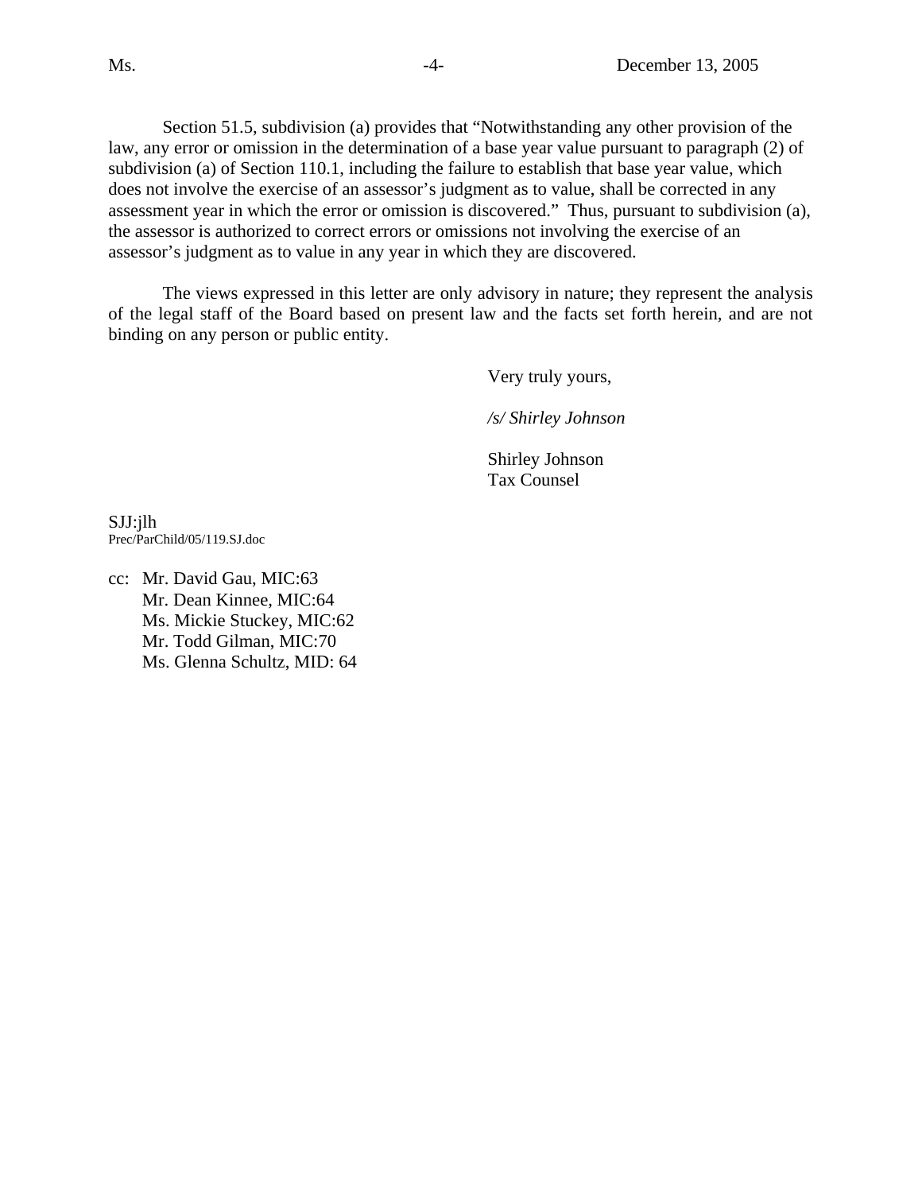Section 51.5, subdivision (a) provides that "Notwithstanding any other provision of the law, any error or omission in the determination of a base year value pursuant to paragraph (2) of subdivision (a) of Section 110.1, including the failure to establish that base year value, which does not involve the exercise of an assessor's judgment as to value, shall be corrected in any assessment year in which the error or omission is discovered." Thus, pursuant to subdivision (a), the assessor is authorized to correct errors or omissions not involving the exercise of an assessor's judgment as to value in any year in which they are discovered.

The views expressed in this letter are only advisory in nature; they represent the analysis of the legal staff of the Board based on present law and the facts set forth herein, and are not binding on any person or public entity.

Very truly yours,

*/s/ Shirley Johnson*

Shirley Johnson
Tax Counsel

SJJ:jlh
Prec/ParChild/05/119.SJ.doc

cc: Mr. David Gau, MIC:63
Mr. Dean Kinnee, MIC:64
Ms. Mickie Stuckey, MIC:62
Mr. Todd Gilman, MIC:70
Ms. Glenna Schultz, MID: 64